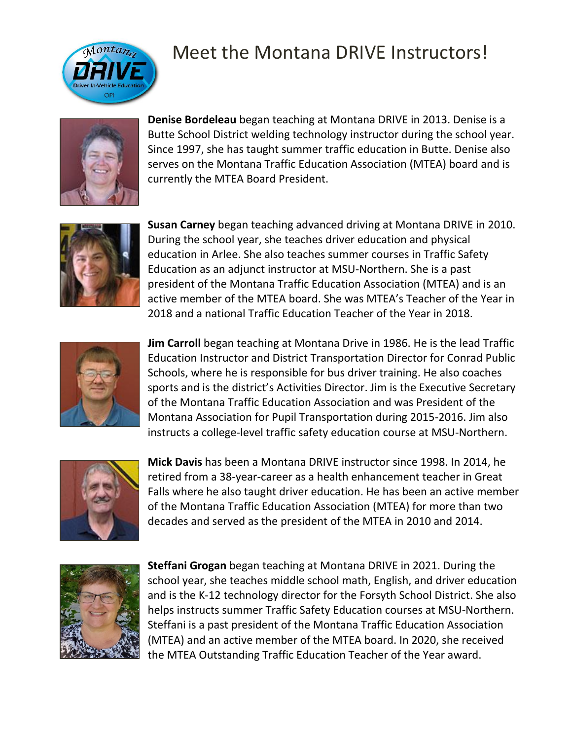# Meet the Montana DRIVE Instructors!

**Denise Bordeleau** began teaching at Montana DRIVE in 2013. Denise is a Butte School District welding technology instructor during the school year. Since 1997, she has taught summer traffic education in Butte. Denise also serves on the Montana Traffic Education Association (MTEA) board and is currently the MTEA Board President.

**Susan Carney** began teaching advanced driving at Montana DRIVE in 2010. During the school year, she teaches driver education and physical education in Arlee. She also teaches summer courses in Traffic Safety Education as an adjunct instructor at MSU-Northern. She is a past president of the Montana Traffic Education Association (MTEA) and is an active member of the MTEA board. She was MTEA's Teacher of the Year in 2018 and a national Traffic Education Teacher of the Year in 2018.

**Jim Carroll** began teaching at Montana Drive in 1986. He is the lead Traffic Education Instructor and District Transportation Director for Conrad Public Schools, where he is responsible for bus driver training. He also coaches sports and is the district's Activities Director. Jim is the Executive Secretary of the Montana Traffic Education Association and was President of the Montana Association for Pupil Transportation during 2015-2016. Jim also instructs a college-level traffic safety education course at MSU-Northern.

**Mick Davis** has been a Montana DRIVE instructor since 1998. In 2014, he retired from a 38-year-career as a health enhancement teacher in Great Falls where he also taught driver education. He has been an active member of the Montana Traffic Education Association (MTEA) for more than two decades and served as the president of the MTEA in 2010 and 2014.

**Steffani Grogan** began teaching at Montana DRIVE in 2021. During the school year, she teaches middle school math, English, and driver education and is the K-12 technology director for the Forsyth School District. She also helps instructs summer Traffic Safety Education courses at MSU-Northern. Steffani is a past president of the Montana Traffic Education Association (MTEA) and an active member of the MTEA board. In 2020, she received the MTEA Outstanding Traffic Education Teacher of the Year award.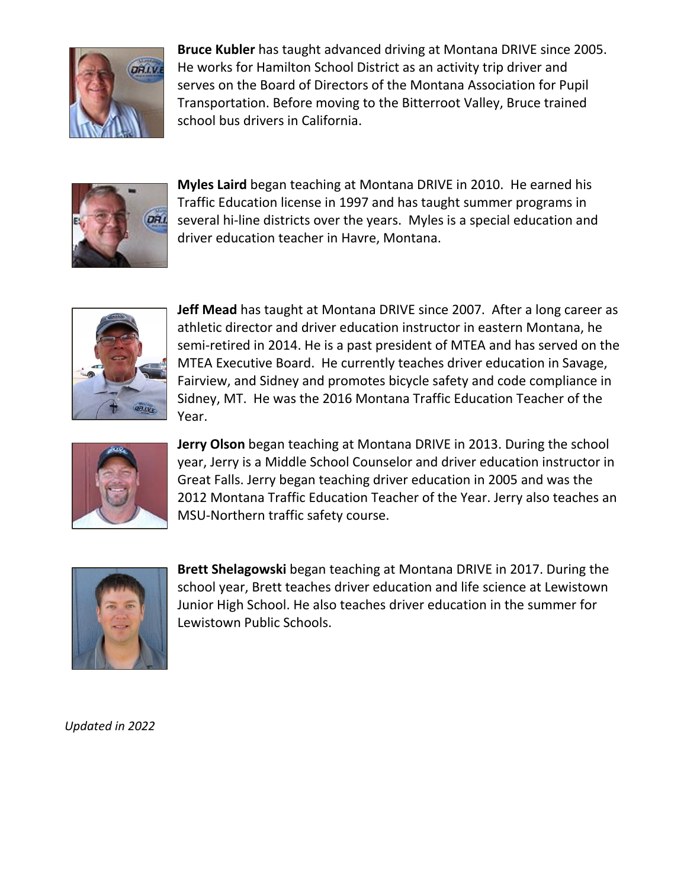**Bruce Kubler** has taught advanced driving at Montana DRIVE since 2005. He works for Hamilton School District as an activity trip driver and serves on the Board of Directors of the Montana Association for Pupil Transportation. Before moving to the Bitterroot Valley, Bruce trained school bus drivers in California.

**Myles Laird** began teaching at Montana DRIVE in 2010. He earned his Traffic Education license in 1997 and has taught summer programs in several hi-line districts over the years. Myles is a special education and driver education teacher in Havre, Montana.

**Jeff Mead** has taught at Montana DRIVE since 2007. After a long career as athletic director and driver education instructor in eastern Montana, he semi-retired in 2014. He is a past president of MTEA and has served on the MTEA Executive Board. He currently teaches driver education in Savage, Fairview, and Sidney and promotes bicycle safety and code compliance in Sidney, MT. He was the 2016 Montana Traffic Education Teacher of the Year.

**Jerry Olson** began teaching at Montana DRIVE in 2013. During the school year, Jerry is a Middle School Counselor and driver education instructor in Great Falls. Jerry began teaching driver education in 2005 and was the 2012 Montana Traffic Education Teacher of the Year. Jerry also teaches an MSU-Northern traffic safety course.

**Brett Shelagowski** began teaching at Montana DRIVE in 2017. During the school year, Brett teaches driver education and life science at Lewistown Junior High School. He also teaches driver education in the summer for Lewistown Public Schools.

*Updated in 2022*